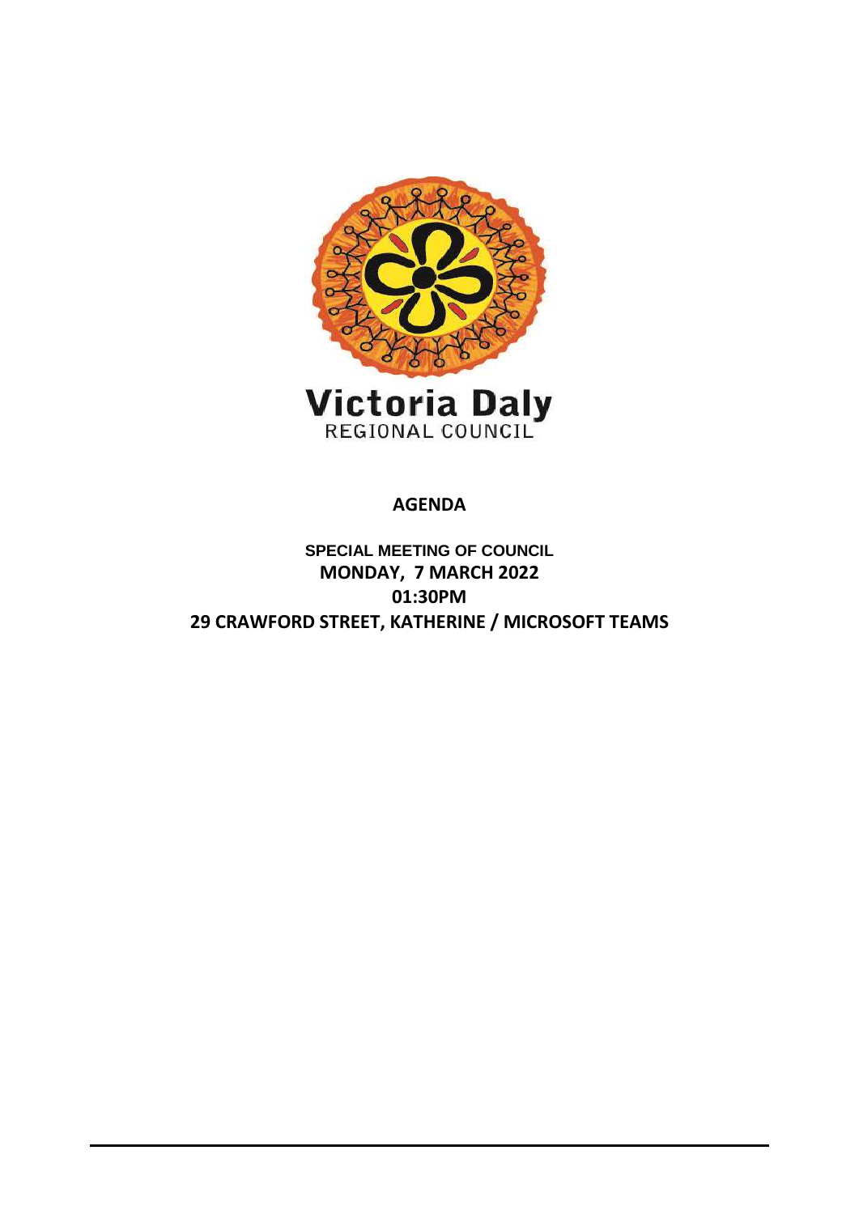Victoria Daly
REGIONAL COUNCIL

# AGENDA

**SPECIAL MEETING OF COUNCIL**

**MONDAY, 7 MARCH 2022**

**01:30PM**

**29 CRAWFORD STREET, KATHERINE / MICROSOFT TEAMS**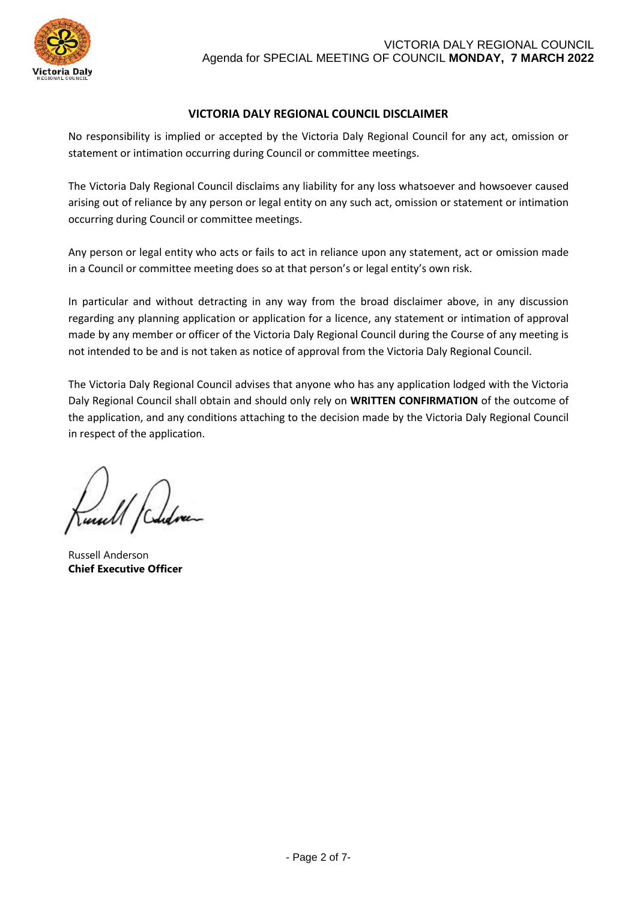## VICTORIA DALY REGIONAL COUNCIL DISCLAIMER

No responsibility is implied or accepted by the Victoria Daly Regional Council for any act, omission or statement or intimation occurring during Council or committee meetings.

The Victoria Daly Regional Council disclaims any liability for any loss whatsoever and howsoever caused arising out of reliance by any person or legal entity on any such act, omission or statement or intimation occurring during Council or committee meetings.

Any person or legal entity who acts or fails to act in reliance upon any statement, act or omission made in a Council or committee meeting does so at that person's or legal entity's own risk.

In particular and without detracting in any way from the broad disclaimer above, in any discussion regarding any planning application or application for a licence, any statement or intimation of approval made by any member or officer of the Victoria Daly Regional Council during the Course of any meeting is not intended to be and is not taken as notice of approval from the Victoria Daly Regional Council.

The Victoria Daly Regional Council advises that anyone who has any application lodged with the Victoria Daly Regional Council shall obtain and should only rely on **WRITTEN CONFIRMATION** of the outcome of the application, and any conditions attaching to the decision made by the Victoria Daly Regional Council in respect of the application.

Russell Anderson
**Chief Executive Officer**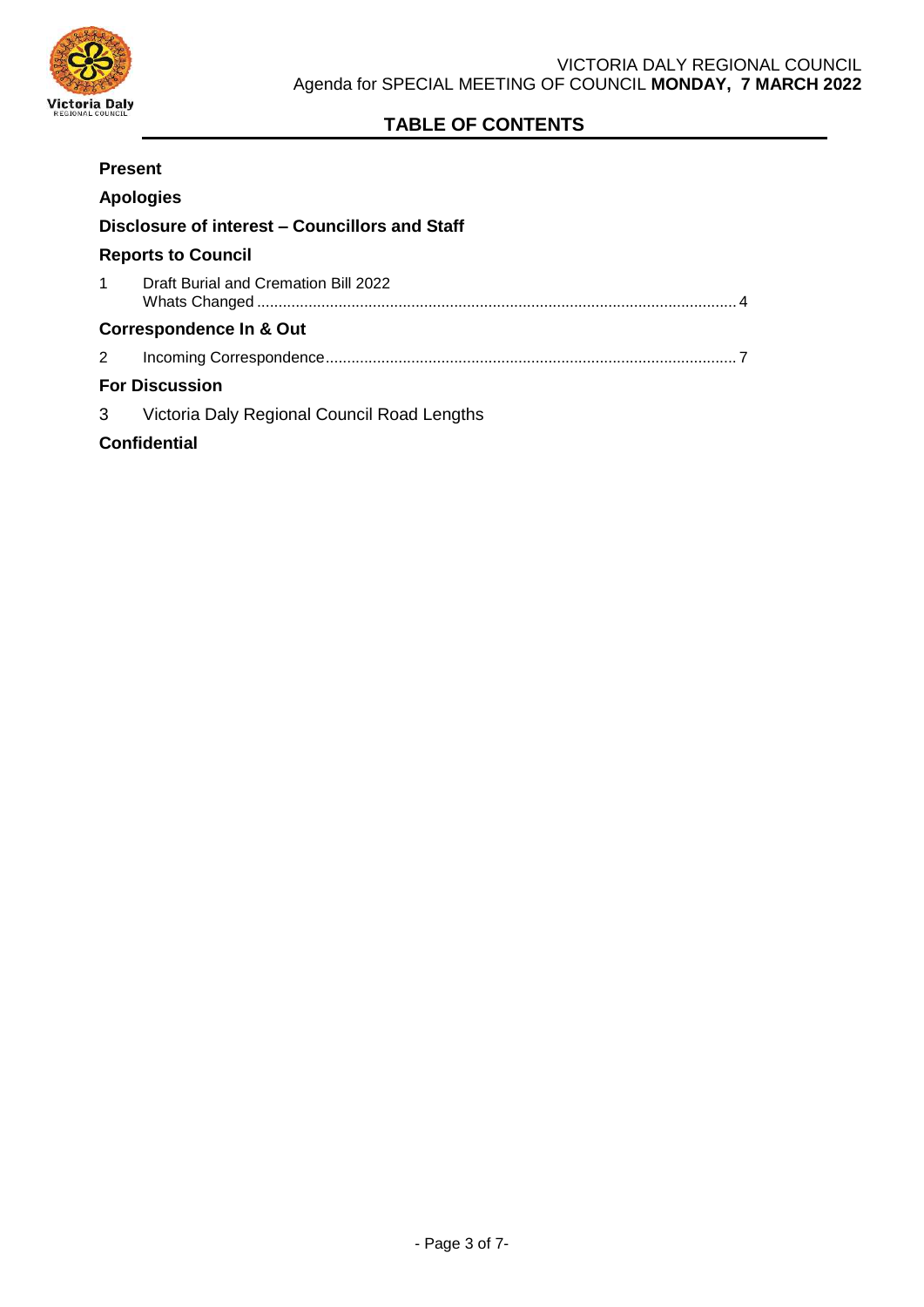# TABLE OF CONTENTS

**Present**

**Apologies**

**Disclosure of interest – Councillors and Staff**

**Reports to Council**

1 Draft Burial and Cremation Bill 2022 Whats Changed .............................................................................................................. 4

**Correspondence In & Out**

2 Incoming Correspondence............................................................................................... 7

**For Discussion**

3 Victoria Daly Regional Council Road Lengths

**Confidential**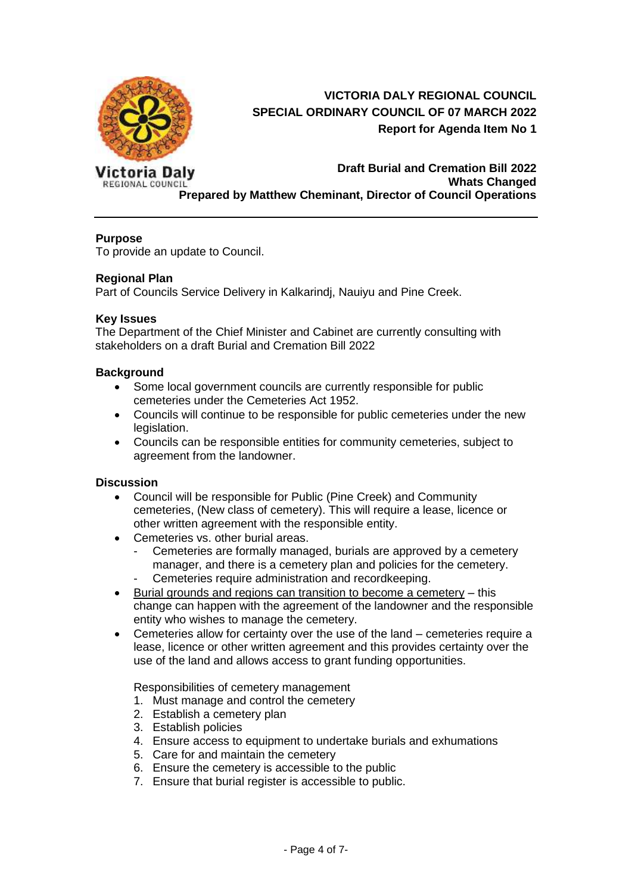**VICTORIA DALY REGIONAL COUNCIL**
**SPECIAL ORDINARY COUNCIL OF 07 MARCH 2022**
**Report for Agenda Item No 1**

**Draft Burial and Cremation Bill 2022**
**Whats Changed**
**Prepared by Matthew Cheminant, Director of Council Operations**

---

**Purpose**
To provide an update to Council.

**Regional Plan**
Part of Councils Service Delivery in Kalkarindj, Nauiyu and Pine Creek.

**Key Issues**
The Department of the Chief Minister and Cabinet are currently consulting with stakeholders on a draft Burial and Cremation Bill 2022

**Background**

- Some local government councils are currently responsible for public cemeteries under the Cemeteries Act 1952.
- Councils will continue to be responsible for public cemeteries under the new legislation.
- Councils can be responsible entities for community cemeteries, subject to agreement from the landowner.

**Discussion**

- Council will be responsible for Public (Pine Creek) and Community cemeteries, (New class of cemetery). This will require a lease, licence or other written agreement with the responsible entity.
- Cemeteries vs. other burial areas.
  - Cemeteries are formally managed, burials are approved by a cemetery manager, and there is a cemetery plan and policies for the cemetery.
  - Cemeteries require administration and recordkeeping.
- <u>Burial grounds and regions can transition to become a cemetery</u> – this change can happen with the agreement of the landowner and the responsible entity who wishes to manage the cemetery.
- Cemeteries allow for certainty over the use of the land – cemeteries require a lease, licence or other written agreement and this provides certainty over the use of the land and allows access to grant funding opportunities.

  Responsibilities of cemetery management
  1. Must manage and control the cemetery
  2. Establish a cemetery plan
  3. Establish policies
  4. Ensure access to equipment to undertake burials and exhumations
  5. Care for and maintain the cemetery
  6. Ensure the cemetery is accessible to the public
  7. Ensure that burial register is accessible to public.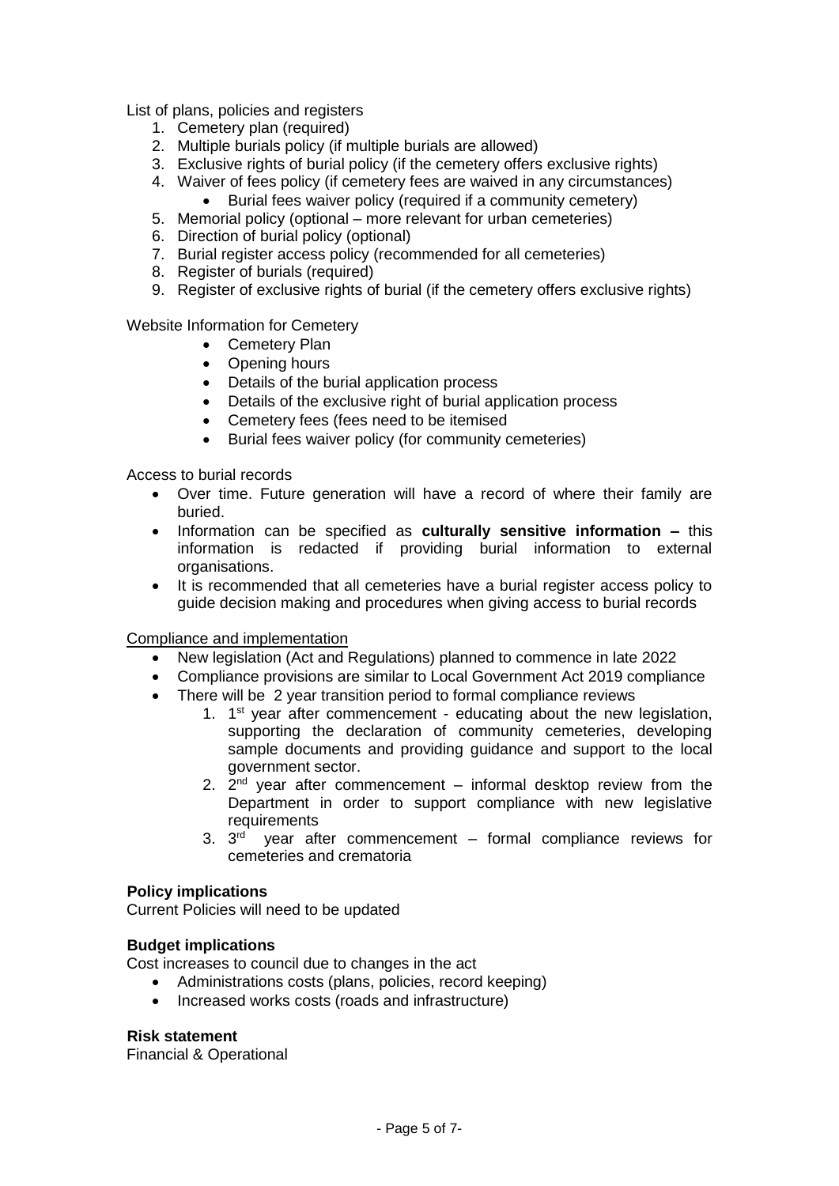List of plans, policies and registers

1. Cemetery plan (required)
2. Multiple burials policy (if multiple burials are allowed)
3. Exclusive rights of burial policy (if the cemetery offers exclusive rights)
4. Waiver of fees policy (if cemetery fees are waived in any circumstances)
    - Burial fees waiver policy (required if a community cemetery)
5. Memorial policy (optional – more relevant for urban cemeteries)
6. Direction of burial policy (optional)
7. Burial register access policy (recommended for all cemeteries)
8. Register of burials (required)
9. Register of exclusive rights of burial (if the cemetery offers exclusive rights)

Website Information for Cemetery

- Cemetery Plan
- Opening hours
- Details of the burial application process
- Details of the exclusive right of burial application process
- Cemetery fees (fees need to be itemised
- Burial fees waiver policy (for community cemeteries)

Access to burial records

- Over time. Future generation will have a record of where their family are buried.
- Information can be specified as **culturally sensitive information –** this information is redacted if providing burial information to external organisations.
- It is recommended that all cemeteries have a burial register access policy to guide decision making and procedures when giving access to burial records

Compliance and implementation

- New legislation (Act and Regulations) planned to commence in late 2022
- Compliance provisions are similar to Local Government Act 2019 compliance
- There will be 2 year transition period to formal compliance reviews
    1. 1st year after commencement - educating about the new legislation, supporting the declaration of community cemeteries, developing sample documents and providing guidance and support to the local government sector.
    2. 2nd year after commencement – informal desktop review from the Department in order to support compliance with new legislative requirements
    3. 3rd year after commencement – formal compliance reviews for cemeteries and crematoria

**Policy implications**

Current Policies will need to be updated

**Budget implications**

Cost increases to council due to changes in the act

- Administrations costs (plans, policies, record keeping)
- Increased works costs (roads and infrastructure)

**Risk statement**

Financial & Operational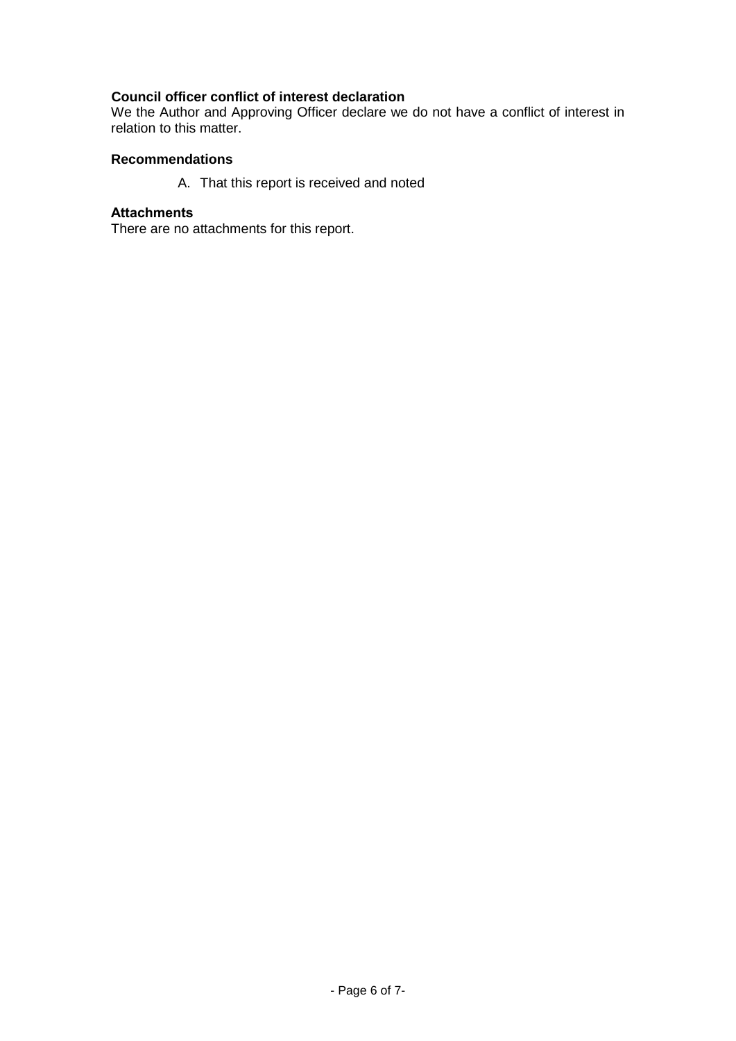**Council officer conflict of interest declaration**

We the Author and Approving Officer declare we do not have a conflict of interest in relation to this matter.

**Recommendations**

A. That this report is received and noted

**Attachments**

There are no attachments for this report.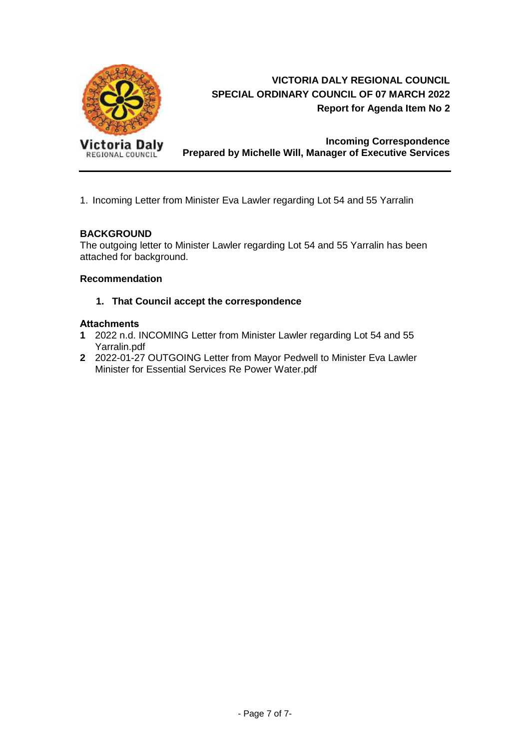**VICTORIA DALY REGIONAL COUNCIL**
**SPECIAL ORDINARY COUNCIL OF 07 MARCH 2022**
**Report for Agenda Item No 2**

**Incoming Correspondence**
**Prepared by Michelle Will, Manager of Executive Services**

1. Incoming Letter from Minister Eva Lawler regarding Lot 54 and 55 Yarralin

## BACKGROUND

The outgoing letter to Minister Lawler regarding Lot 54 and 55 Yarralin has been attached for background.

### Recommendation

1. **That Council accept the correspondence**

### Attachments

**1** 2022 n.d. INCOMING Letter from Minister Lawler regarding Lot 54 and 55 Yarralin.pdf

**2** 2022-01-27 OUTGOING Letter from Mayor Pedwell to Minister Eva Lawler Minister for Essential Services Re Power Water.pdf